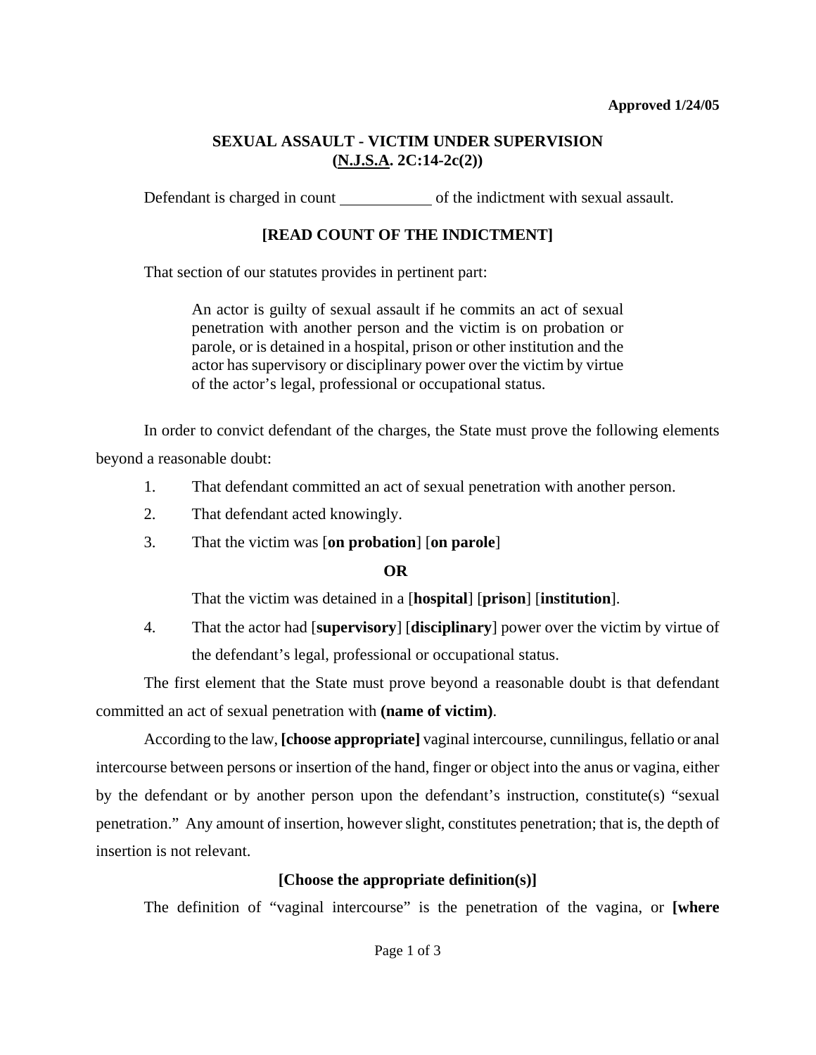**Approved 1/24/05**

## SEXUAL ASSAULT - VICTIM UNDER SUPERVISION (<u>N.J.S.A</u>. 2C:14-2c(2))

Defendant is charged in count ___________ of the indictment with sexual assault.

**[READ COUNT OF THE INDICTMENT]**

That section of our statutes provides in pertinent part:

> An actor is guilty of sexual assault if he commits an act of sexual penetration with another person and the victim is on probation or parole, or is detained in a hospital, prison or other institution and the actor has supervisory or disciplinary power over the victim by virtue of the actor's legal, professional or occupational status.

In order to convict defendant of the charges, the State must prove the following elements beyond a reasonable doubt:

1. That defendant committed an act of sexual penetration with another person.
2. That defendant acted knowingly.
3. That the victim was [**on probation**] [**on parole**]

   **OR**

   That the victim was detained in a [**hospital**] [**prison**] [**institution**].
4. That the actor had [**supervisory**] [**disciplinary**] power over the victim by virtue of the defendant's legal, professional or occupational status.

The first element that the State must prove beyond a reasonable doubt is that defendant committed an act of sexual penetration with **(name of victim)**.

According to the law, **[choose appropriate]** vaginal intercourse, cunnilingus, fellatio or anal intercourse between persons or insertion of the hand, finger or object into the anus or vagina, either by the defendant or by another person upon the defendant's instruction, constitute(s) "sexual penetration." Any amount of insertion, however slight, constitutes penetration; that is, the depth of insertion is not relevant.

**[Choose the appropriate definition(s)]**

The definition of "vaginal intercourse" is the penetration of the vagina, or **[where**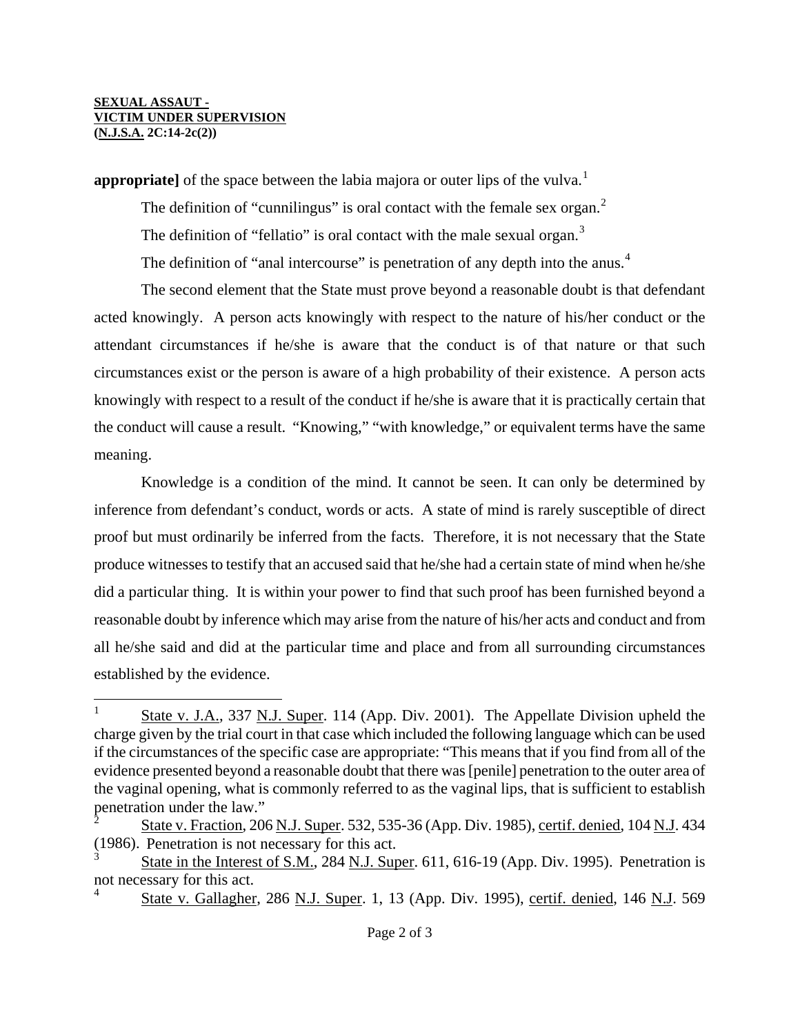**appropriate]** of the space between the labia majora or outer lips of the vulva.[1]

The definition of "cunnilingus" is oral contact with the female sex organ.[2]

The definition of "fellatio" is oral contact with the male sexual organ.[3]

The definition of "anal intercourse" is penetration of any depth into the anus.[4]

The second element that the State must prove beyond a reasonable doubt is that defendant acted knowingly. A person acts knowingly with respect to the nature of his/her conduct or the attendant circumstances if he/she is aware that the conduct is of that nature or that such circumstances exist or the person is aware of a high probability of their existence. A person acts knowingly with respect to a result of the conduct if he/she is aware that it is practically certain that the conduct will cause a result. "Knowing," "with knowledge," or equivalent terms have the same meaning.

Knowledge is a condition of the mind. It cannot be seen. It can only be determined by inference from defendant's conduct, words or acts. A state of mind is rarely susceptible of direct proof but must ordinarily be inferred from the facts. Therefore, it is not necessary that the State produce witnesses to testify that an accused said that he/she had a certain state of mind when he/she did a particular thing. It is within your power to find that such proof has been furnished beyond a reasonable doubt by inference which may arise from the nature of his/her acts and conduct and from all he/she said and did at the particular time and place and from all surrounding circumstances established by the evidence.

---

[1] State v. J.A., 337 N.J. Super. 114 (App. Div. 2001). The Appellate Division upheld the charge given by the trial court in that case which included the following language which can be used if the circumstances of the specific case are appropriate: "This means that if you find from all of the evidence presented beyond a reasonable doubt that there was [penile] penetration to the outer area of the vaginal opening, what is commonly referred to as the vaginal lips, that is sufficient to establish penetration under the law."

[2] State v. Fraction, 206 N.J. Super. 532, 535-36 (App. Div. 1985), certif. denied, 104 N.J. 434 (1986). Penetration is not necessary for this act.

[3] State in the Interest of S.M., 284 N.J. Super. 611, 616-19 (App. Div. 1995). Penetration is not necessary for this act.

[4] State v. Gallagher, 286 N.J. Super. 1, 13 (App. Div. 1995), certif. denied, 146 N.J. 569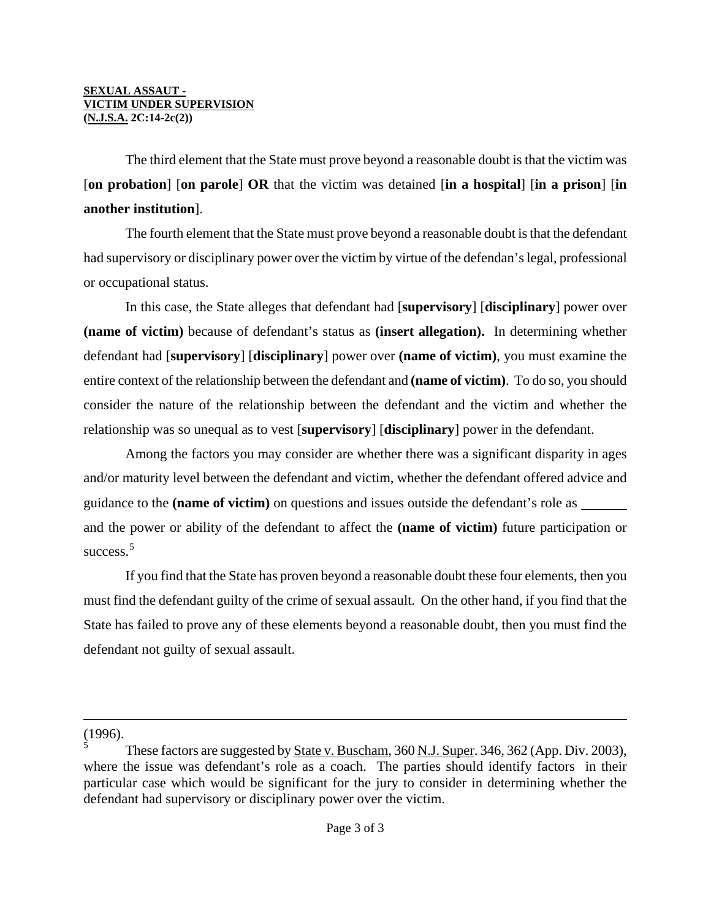**SEXUAL ASSAUT -**
**VICTIM UNDER SUPERVISION**
**(N.J.S.A. 2C:14-2c(2))**

The third element that the State must prove beyond a reasonable doubt is that the victim was [**on probation**] [**on parole**] **OR** that the victim was detained [**in a hospital**] [**in a prison**] [**in another institution**].

The fourth element that the State must prove beyond a reasonable doubt is that the defendant had supervisory or disciplinary power over the victim by virtue of the defendan's legal, professional or occupational status.

In this case, the State alleges that defendant had [**supervisory**] [**disciplinary**] power over **(name of victim)** because of defendant's status as **(insert allegation).** In determining whether defendant had [**supervisory**] [**disciplinary**] power over **(name of victim)**, you must examine the entire context of the relationship between the defendant and **(name of victim)**. To do so, you should consider the nature of the relationship between the defendant and the victim and whether the relationship was so unequal as to vest [**supervisory**] [**disciplinary**] power in the defendant.

Among the factors you may consider are whether there was a significant disparity in ages and/or maturity level between the defendant and victim, whether the defendant offered advice and guidance to the **(name of victim)** on questions and issues outside the defendant's role as _______ and the power or ability of the defendant to affect the **(name of victim)** future participation or success.[5]

If you find that the State has proven beyond a reasonable doubt these four elements, then you must find the defendant guilty of the crime of sexual assault. On the other hand, if you find that the State has failed to prove any of these elements beyond a reasonable doubt, then you must find the defendant not guilty of sexual assault.

---

(1996).

[5] These factors are suggested by State v. Buscham, 360 N.J. Super. 346, 362 (App. Div. 2003), where the issue was defendant's role as a coach. The parties should identify factors in their particular case which would be significant for the jury to consider in determining whether the defendant had supervisory or disciplinary power over the victim.